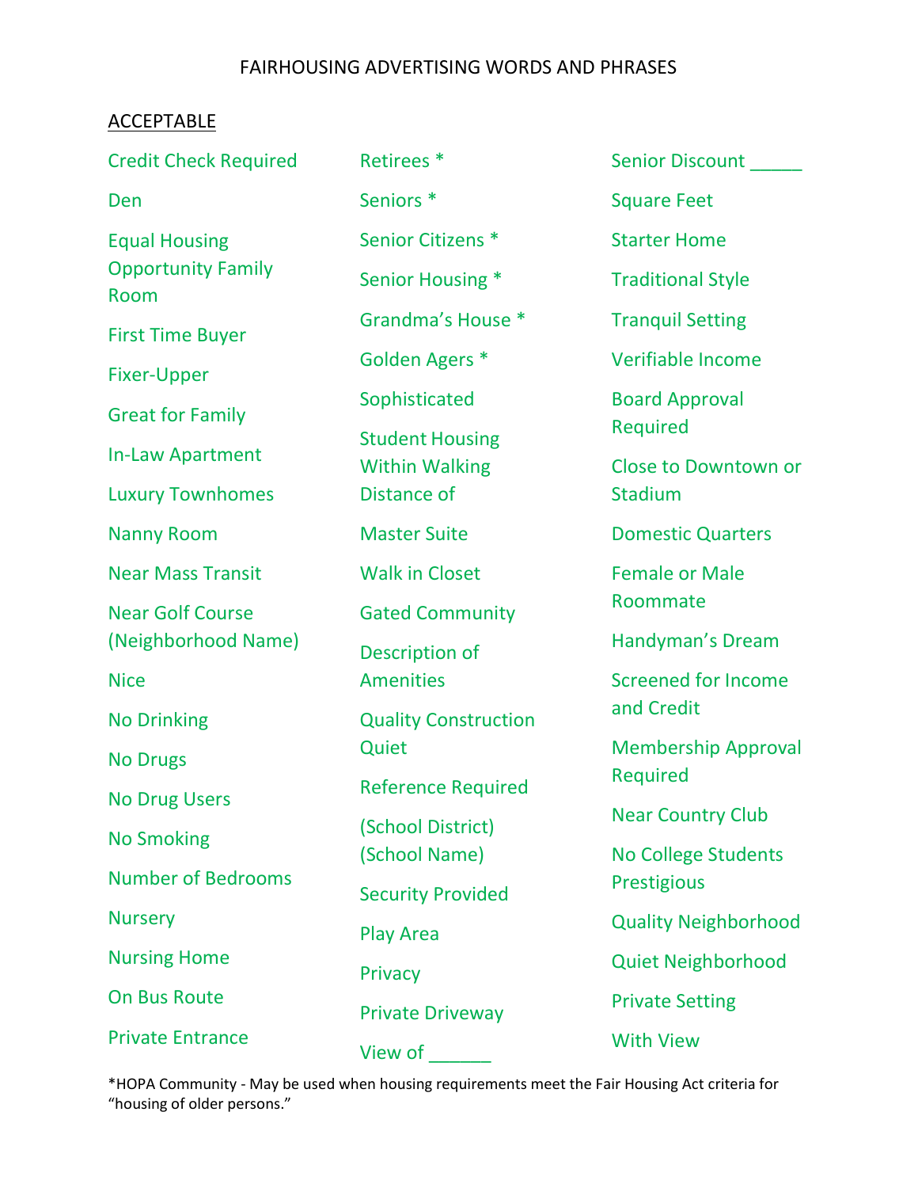FAIRHOUSING ADVERTISING WORDS AND PHRASES

ACCEPTABLE

Credit Check Required

Den

Equal Housing Opportunity Family Room

First Time Buyer

Fixer-Upper

Great for Family

In-Law Apartment

Luxury Townhomes

Nanny Room

Near Mass Transit

Near Golf Course (Neighborhood Name)

Nice

No Drinking

No Drugs

No Drug Users

No Smoking

Number of Bedrooms

Nursery

Nursing Home

On Bus Route

Private Entrance

Retirees *

Seniors *

Senior Citizens *

Senior Housing *

Grandma's House *

Golden Agers *

Sophisticated

Student Housing Within Walking Distance of

Master Suite

Walk in Closet

Gated Community

Description of Amenities

Quality Construction Quiet

Reference Required

(School District) (School Name)

Security Provided

Play Area

Privacy

Private Driveway

View of ______

Senior Discount _____

Square Feet

Starter Home

Traditional Style

Tranquil Setting

Verifiable Income

Board Approval Required

Close to Downtown or Stadium

Domestic Quarters

Female or Male Roommate

Handyman's Dream

Screened for Income and Credit

Membership Approval Required

Near Country Club

No College Students Prestigious

Quality Neighborhood

Quiet Neighborhood

Private Setting

With View

*HOPA Community - May be used when housing requirements meet the Fair Housing Act criteria for "housing of older persons."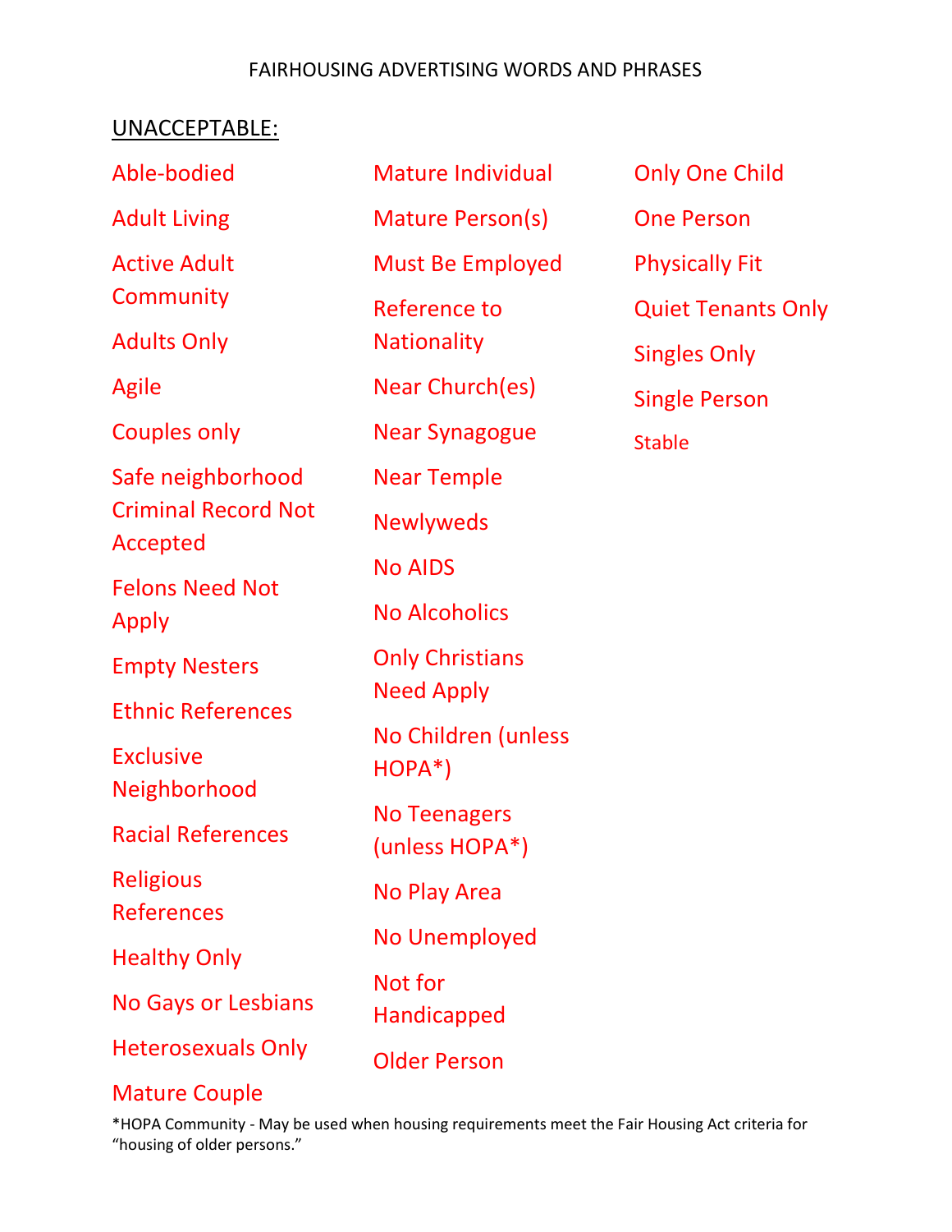FAIRHOUSING ADVERTISING WORDS AND PHRASES

UNACCEPTABLE:

Able-bodied

Adult Living

Active Adult Community

Adults Only

Agile

Couples only

Safe neighborhood

Criminal Record Not Accepted

Felons Need Not Apply

Empty Nesters

Ethnic References

Exclusive Neighborhood

Racial References

Religious References

Healthy Only

No Gays or Lesbians

Heterosexuals Only

Mature Couple

Mature Individual

Mature Person(s)

Must Be Employed

Reference to Nationality

Near Church(es)

Near Synagogue

Near Temple

Newlyweds

No AIDS

No Alcoholics

Only Christians Need Apply

No Children (unless HOPA*)

No Teenagers (unless HOPA*)

No Play Area

No Unemployed

Not for Handicapped

Older Person

Only One Child

One Person

Physically Fit

Quiet Tenants Only

Singles Only

Single Person

Stable

*HOPA Community - May be used when housing requirements meet the Fair Housing Act criteria for "housing of older persons."